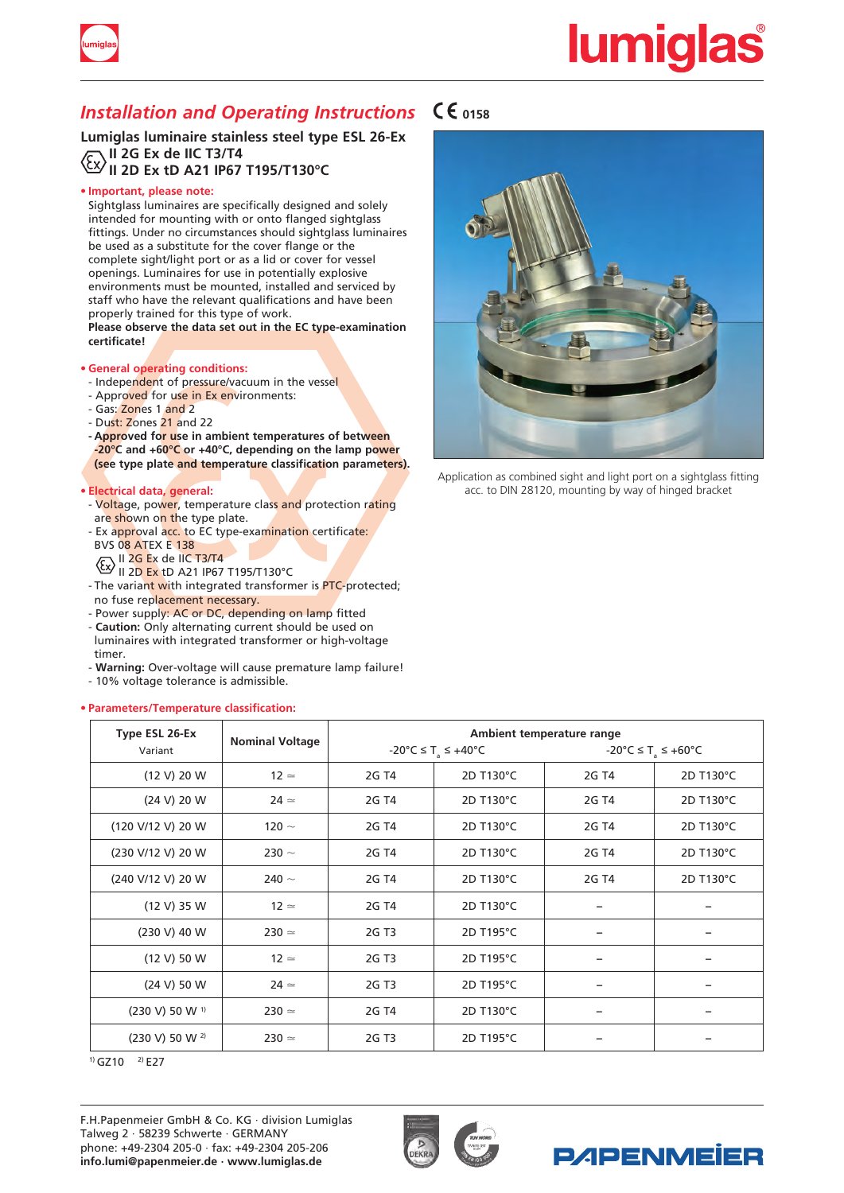# *Installation and Operating Instructions* CE 0158

## Lumiglas luminaire stainless steel type ESL 26-Ex

**Ex II 2G Ex de IIC T3/T4**
**II 2D Ex tD A21 IP67 T195/T130°C**

**• Important, please note:**

Sightglass luminaires are specifically designed and solely intended for mounting with or onto flanged sightglass fittings. Under no circumstances should sightglass luminaires be used as a substitute for the cover flange or the complete sight/light port or as a lid or cover for vessel openings. Luminaires for use in potentially explosive environments must be mounted, installed and serviced by staff who have the relevant qualifications and have been properly trained for this type of work.
**Please observe the data set out in the EC type-examination certificate!**

**• General operating conditions:**

- Independent of pressure/vacuum in the vessel
- Approved for use in Ex environments:
- Gas: Zones 1 and 2
- Dust: Zones 21 and 22
- **Approved for use in ambient temperatures of between -20°C and +60°C or +40°C, depending on the lamp power (see type plate and temperature classification parameters).**

**• Electrical data, general:**

- Voltage, power, temperature class and protection rating are shown on the type plate.
- Ex approval acc. to EC type-examination certificate: BVS 08 ATEX E 138
  Ex II 2G Ex de IIC T3/T4
  II 2D Ex tD A21 IP67 T195/T130°C
- The variant with integrated transformer is PTC-protected; no fuse replacement necessary.
- Power supply: AC or DC, depending on lamp fitted
- **Caution:** Only alternating current should be used on luminaires with integrated transformer or high-voltage timer.
- **Warning:** Over-voltage will cause premature lamp failure!
- 10% voltage tolerance is admissible.

Application as combined sight and light port on a sightglass fitting acc. to DIN 28120, mounting by way of hinged bracket

**• Parameters/Temperature classification:**

| Type ESL 26-Ex Variant | Nominal Voltage | Ambient temperature range $-20°C \leq T_a \leq +40°C$ | | Ambient temperature range $-20°C \leq T_a \leq +60°C$ | |
|---|---|---|---|---|---|
| (12 V) 20 W | 12 ≃ | 2G T4 | 2D T130°C | 2G T4 | 2D T130°C |
| (24 V) 20 W | 24 ≃ | 2G T4 | 2D T130°C | 2G T4 | 2D T130°C |
| (120 V/12 V) 20 W | 120 ~ | 2G T4 | 2D T130°C | 2G T4 | 2D T130°C |
| (230 V/12 V) 20 W | 230 ~ | 2G T4 | 2D T130°C | 2G T4 | 2D T130°C |
| (240 V/12 V) 20 W | 240 ~ | 2G T4 | 2D T130°C | 2G T4 | 2D T130°C |
| (12 V) 35 W | 12 ≃ | 2G T4 | 2D T130°C | – | – |
| (230 V) 40 W | 230 ≃ | 2G T3 | 2D T195°C | – | – |
| (12 V) 50 W | 12 ≃ | 2G T3 | 2D T195°C | – | – |
| (24 V) 50 W | 24 ≃ | 2G T3 | 2D T195°C | – | – |
| (230 V) 50 W [1] | 230 ≃ | 2G T4 | 2D T130°C | – | – |
| (230 V) 50 W [2] | 230 ≃ | 2G T3 | 2D T195°C | – | – |

[1] GZ10 [2] E27

F.H.Papenmeier GmbH & Co. KG · division Lumiglas
Talweg 2 · 58239 Schwerte · GERMANY
phone: +49-2304 205-0 · fax: +49-2304 205-206
**info.lumi@papenmeier.de · www.lumiglas.de**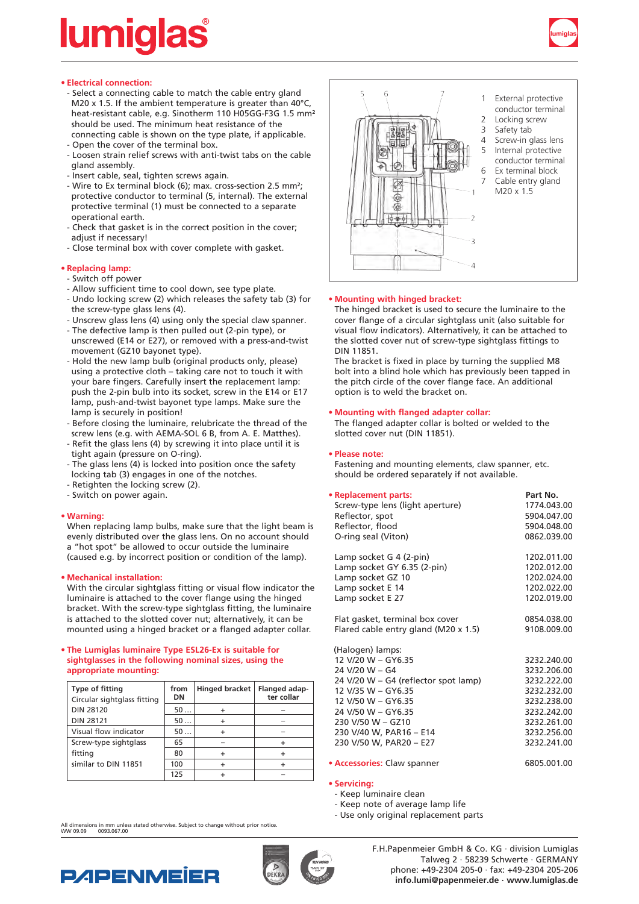## • Electrical connection:

- Select a connecting cable to match the cable entry gland M20 x 1.5. If the ambient temperature is greater than 40°C, heat-resistant cable, e.g. Sinotherm 110 H05GG-F3G 1.5 mm² should be used. The minimum heat resistance of the connecting cable is shown on the type plate, if applicable.
- Open the cover of the terminal box.
- Loosen strain relief screws with anti-twist tabs on the cable gland assembly.
- Insert cable, seal, tighten screws again.
- Wire to Ex terminal block (6); max. cross-section 2.5 mm²; protective conductor to terminal (5, internal). The external protective terminal (1) must be connected to a separate operational earth.
- Check that gasket is in the correct position in the cover; adjust if necessary!
- Close terminal box with cover complete with gasket.

## • Replacing lamp:

- Switch off power
- Allow sufficient time to cool down, see type plate.
- Undo locking screw (2) which releases the safety tab (3) for the screw-type glass lens (4).
- Unscrew glass lens (4) using only the special claw spanner.
- The defective lamp is then pulled out (2-pin type), or unscrewed (E14 or E27), or removed with a press-and-twist movement (GZ10 bayonet type).
- Hold the new lamp bulb (original products only, please) using a protective cloth – taking care not to touch it with your bare fingers. Carefully insert the replacement lamp: push the 2-pin bulb into its socket, screw in the E14 or E17 lamp, push-and-twist bayonet type lamps. Make sure the lamp is securely in position!
- Before closing the luminaire, relubricate the thread of the screw lens (e.g. with AEMA-SOL 6 B, from A. E. Matthes).
- Refit the glass lens (4) by screwing it into place until it is tight again (pressure on O-ring).
- The glass lens (4) is locked into position once the safety locking tab (3) engages in one of the notches.
- Retighten the locking screw (2).
- Switch on power again.

## • Warning:

When replacing lamp bulbs, make sure that the light beam is evenly distributed over the glass lens. On no account should a "hot spot" be allowed to occur outside the luminaire (caused e.g. by incorrect position or condition of the lamp).

## • Mechanical installation:

With the circular sightglass fitting or visual flow indicator the luminaire is attached to the cover flange using the hinged bracket. With the screw-type sightglass fitting, the luminaire is attached to the slotted cover nut; alternatively, it can be mounted using a hinged bracket or a flanged adapter collar.

## • The Lumiglas luminaire Type ESL26-Ex is suitable for sightglasses in the following nominal sizes, using the appropriate mounting:

| Type of fitting | from DN | Hinged bracket | Flanged adapter collar |
|---|---|---|---|
| Circular sightglass fitting DIN 28120 | 50 ... | + | – |
| DIN 28121 | 50 ... | + | – |
| Visual flow indicator | 50 ... | + | – |
| Screw-type sightglass fitting similar to DIN 11851 | 65 | – | + |
| | 80 | + | + |
| | 100 | + | + |
| | 125 | + | – |

All dimensions in mm unless stated otherwise. Subject to change without prior notice.
WW 09.09 0093.067.00

5 6 7

1 External protective conductor terminal
2 Locking screw
3 Safety tab
4 Screw-in glass lens
5 Internal protective conductor terminal
6 Ex terminal block
7 Cable entry gland M20 x 1.5

## • Mounting with hinged bracket:

The hinged bracket is used to secure the luminaire to the cover flange of a circular sightglass unit (also suitable for visual flow indicators). Alternatively, it can be attached to the slotted cover nut of screw-type sightglass fittings to DIN 11851.

The bracket is fixed in place by turning the supplied M8 bolt into a blind hole which has previously been tapped in the pitch circle of the cover flange face. An additional option is to weld the bracket on.

## • Mounting with flanged adapter collar:

The flanged adapter collar is bolted or welded to the slotted cover nut (DIN 11851).

## • Please note:

Fastening and mounting elements, claw spanner, etc. should be ordered separately if not available.

## • Replacement parts:

| | Part No. |
|---|---|
| Screw-type lens (light aperture) | 1774.043.00 |
| Reflector, spot | 5904.047.00 |
| Reflector, flood | 5904.048.00 |
| O-ring seal (Viton) | 0862.039.00 |
| Lamp socket G 4 (2-pin) | 1202.011.00 |
| Lamp socket GY 6.35 (2-pin) | 1202.012.00 |
| Lamp socket GZ 10 | 1202.024.00 |
| Lamp socket E 14 | 1202.022.00 |
| Lamp socket E 27 | 1202.019.00 |
| Flat gasket, terminal box cover | 0854.038.00 |
| Flared cable entry gland (M20 x 1.5) | 9108.009.00 |
| (Halogen) lamps: | |
| 12 V/20 W – GY6.35 | 3232.240.00 |
| 24 V/20 W – G4 | 3232.206.00 |
| 24 V/20 W – G4 (reflector spot lamp) | 3232.222.00 |
| 12 V/35 W – GY6.35 | 3232.232.00 |
| 12 V/50 W – GY6.35 | 3232.238.00 |
| 24 V/50 W – GY6.35 | 3232.242.00 |
| 230 V/50 W – GZ10 | 3232.261.00 |
| 230 V/40 W, PAR16 – E14 | 3232.256.00 |
| 230 V/50 W, PAR20 – E27 | 3232.241.00 |

## • Accessories: Claw spanner 6805.001.00

## • Servicing:

- Keep luminaire clean
- Keep note of average lamp life
- Use only original replacement parts

F.H.Papenmeier GmbH & Co. KG · division Lumiglas
Talweg 2 · 58239 Schwerte · GERMANY
phone: +49-2304 205-0 · fax: +49-2304 205-206
**info.lumi@papenmeier.de · www.lumiglas.de**